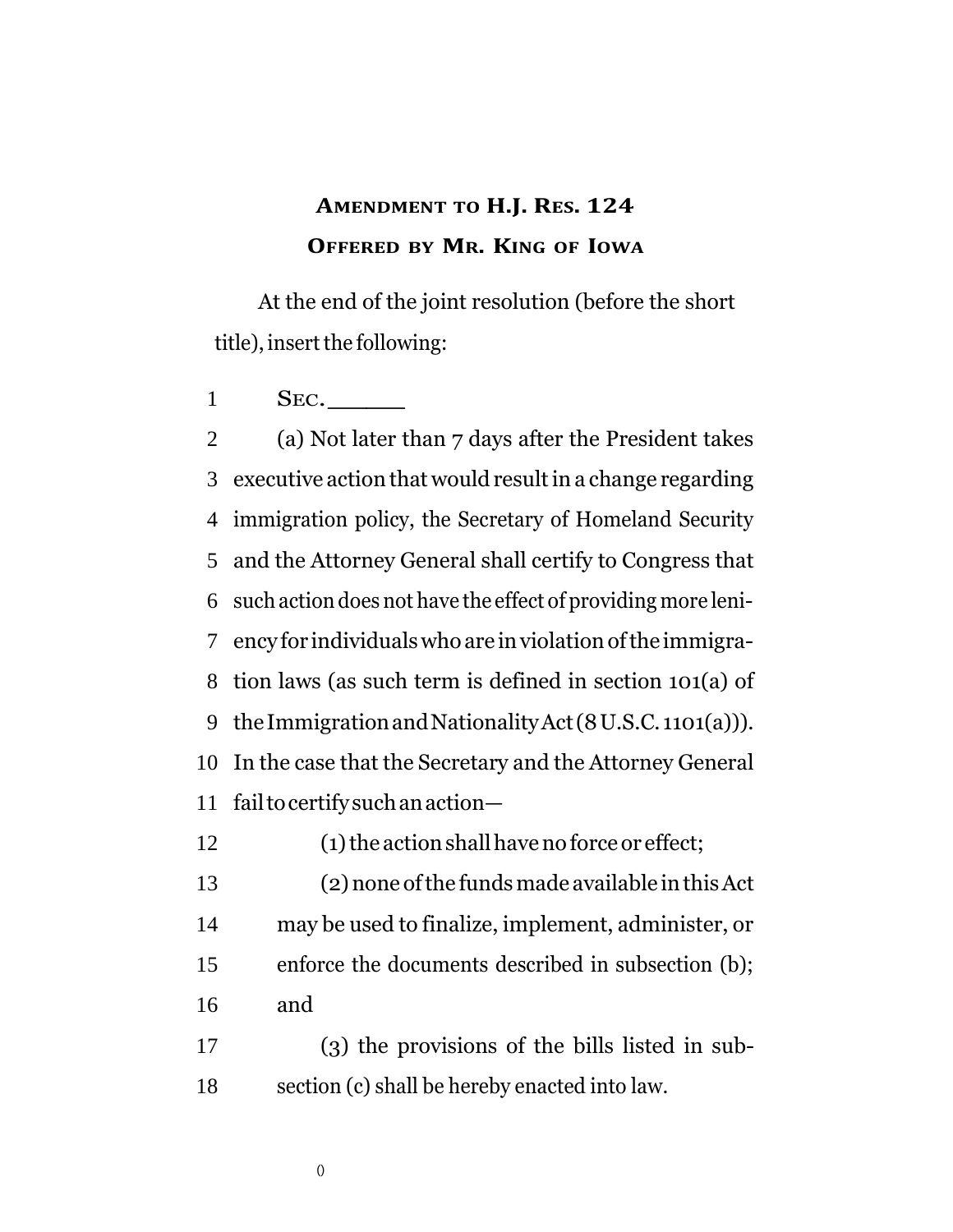**AMENDMENT TO H.J. RES. 124**

**OFFERED BY MR. KING OF IOWA**

At the end of the joint resolution (before the short title), insert the following:

SEC. \_\_\_\_\_\_

(a) Not later than 7 days after the President takes executive action that would result in a change regarding immigration policy, the Secretary of Homeland Security and the Attorney General shall certify to Congress that such action does not have the effect of providing more leniency for individuals who are in violation of the immigration laws (as such term is defined in section 101(a) of the Immigration and Nationality Act (8 U.S.C. 1101(a))). In the case that the Secretary and the Attorney General fail to certify such an action—

(1) the action shall have no force or effect;

(2) none of the funds made available in this Act may be used to finalize, implement, administer, or enforce the documents described in subsection (b); and

(3) the provisions of the bills listed in subsection (c) shall be hereby enacted into law.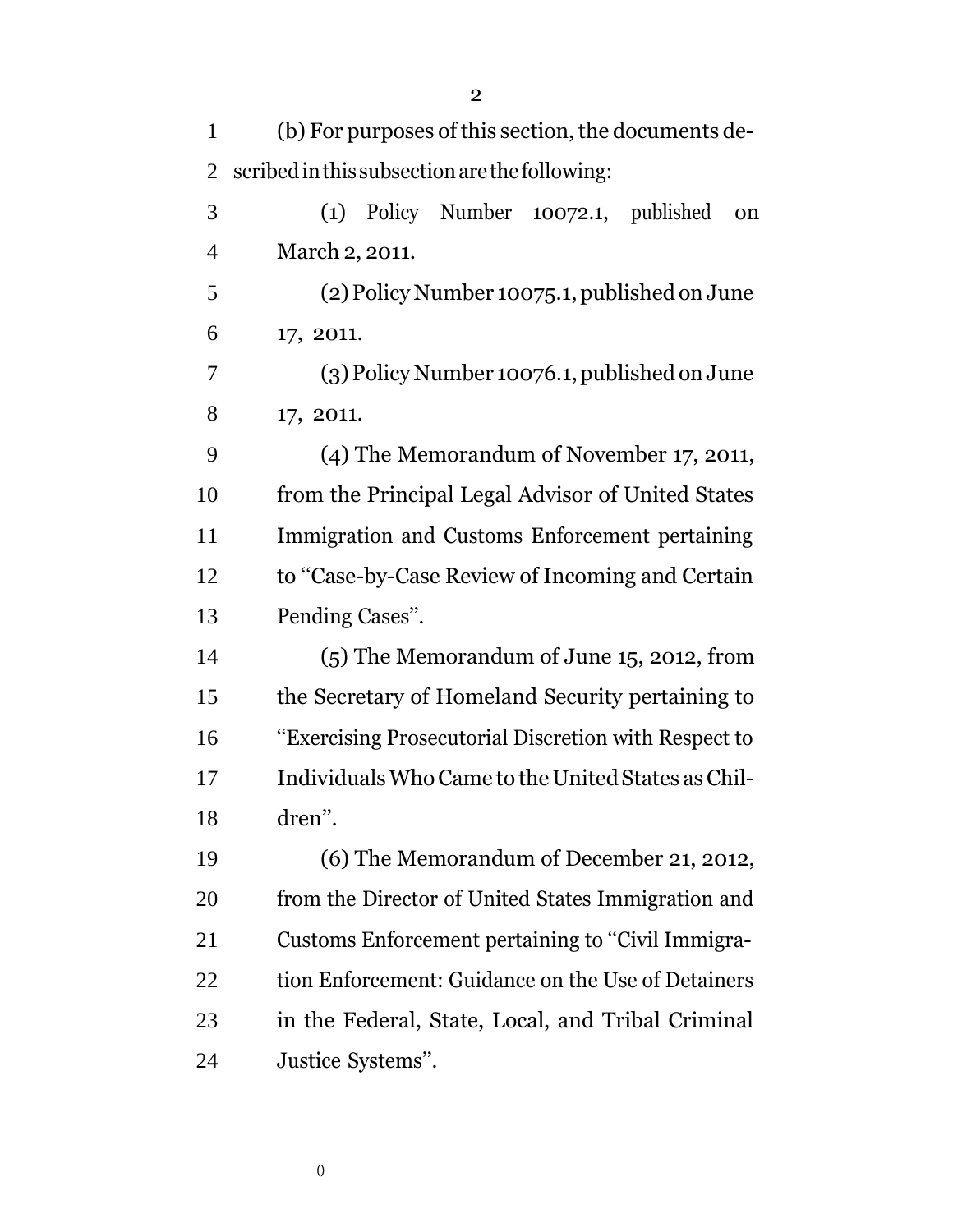(b) For purposes of this section, the documents described in this subsection are the following:

(1) Policy Number 10072.1, published on March 2, 2011.

(2) Policy Number 10075.1, published on June 17, 2011.

(3) Policy Number 10076.1, published on June 17, 2011.

(4) The Memorandum of November 17, 2011, from the Principal Legal Advisor of United States Immigration and Customs Enforcement pertaining to "Case-by-Case Review of Incoming and Certain Pending Cases".

(5) The Memorandum of June 15, 2012, from the Secretary of Homeland Security pertaining to "Exercising Prosecutorial Discretion with Respect to Individuals Who Came to the United States as Children".

(6) The Memorandum of December 21, 2012, from the Director of United States Immigration and Customs Enforcement pertaining to "Civil Immigration Enforcement: Guidance on the Use of Detainers in the Federal, State, Local, and Tribal Criminal Justice Systems".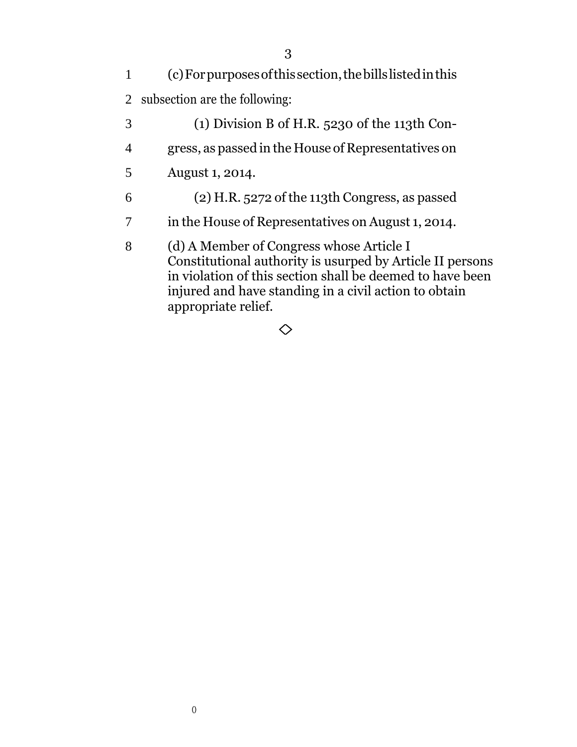(c) For purposes of this section, the bills listed in this subsection are the following:

(1) Division B of H.R. 5230 of the 113th Congress, as passed in the House of Representatives on August 1, 2014.

(2) H.R. 5272 of the 113th Congress, as passed in the House of Representatives on August 1, 2014.

(d) A Member of Congress whose Article I Constitutional authority is usurped by Article II persons in violation of this section shall be deemed to have been injured and have standing in a civil action to obtain appropriate relief.